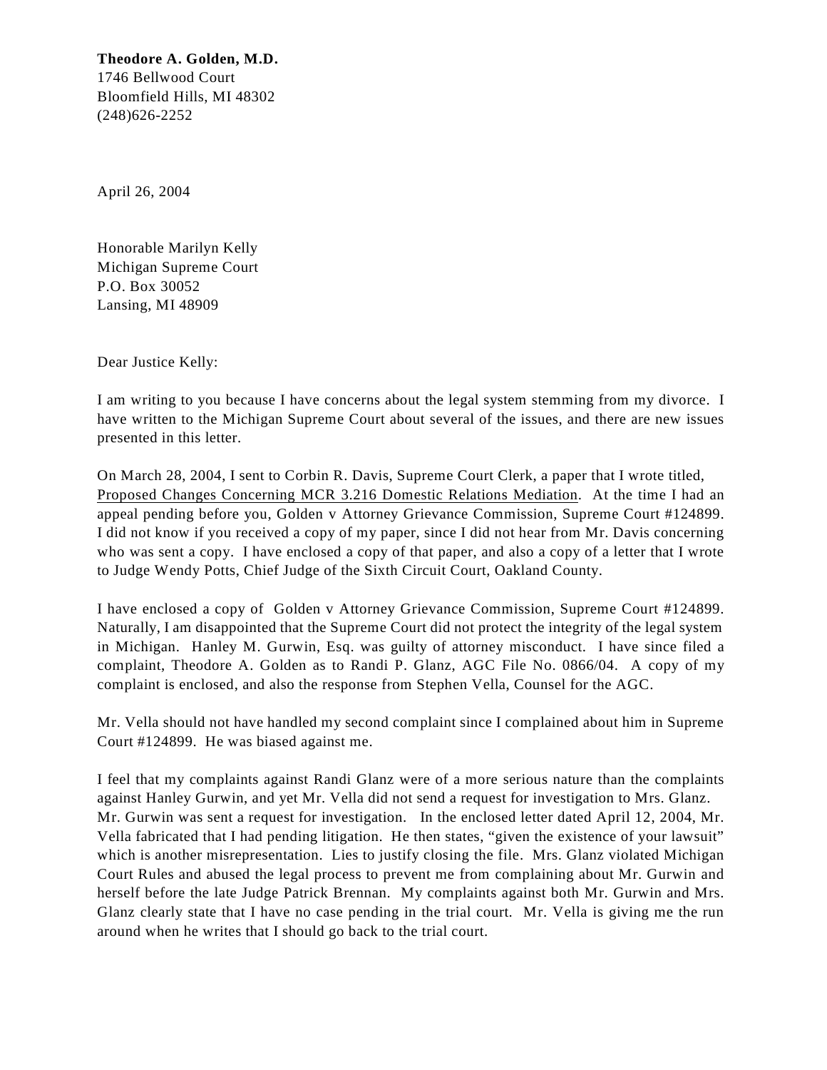**Theodore A. Golden, M.D.**
1746 Bellwood Court
Bloomfield Hills, MI 48302
(248)626-2252

April 26, 2004

Honorable Marilyn Kelly
Michigan Supreme Court
P.O. Box 30052
Lansing, MI 48909

Dear Justice Kelly:

I am writing to you because I have concerns about the legal system stemming from my divorce. I have written to the Michigan Supreme Court about several of the issues, and there are new issues presented in this letter.

On March 28, 2004, I sent to Corbin R. Davis, Supreme Court Clerk, a paper that I wrote titled, Proposed Changes Concerning MCR 3.216 Domestic Relations Mediation. At the time I had an appeal pending before you, Golden v Attorney Grievance Commission, Supreme Court #124899. I did not know if you received a copy of my paper, since I did not hear from Mr. Davis concerning who was sent a copy. I have enclosed a copy of that paper, and also a copy of a letter that I wrote to Judge Wendy Potts, Chief Judge of the Sixth Circuit Court, Oakland County.

I have enclosed a copy of Golden v Attorney Grievance Commission, Supreme Court #124899. Naturally, I am disappointed that the Supreme Court did not protect the integrity of the legal system in Michigan. Hanley M. Gurwin, Esq. was guilty of attorney misconduct. I have since filed a complaint, Theodore A. Golden as to Randi P. Glanz, AGC File No. 0866/04. A copy of my complaint is enclosed, and also the response from Stephen Vella, Counsel for the AGC.

Mr. Vella should not have handled my second complaint since I complained about him in Supreme Court #124899. He was biased against me.

I feel that my complaints against Randi Glanz were of a more serious nature than the complaints against Hanley Gurwin, and yet Mr. Vella did not send a request for investigation to Mrs. Glanz. Mr. Gurwin was sent a request for investigation. In the enclosed letter dated April 12, 2004, Mr. Vella fabricated that I had pending litigation. He then states, "given the existence of your lawsuit" which is another misrepresentation. Lies to justify closing the file. Mrs. Glanz violated Michigan Court Rules and abused the legal process to prevent me from complaining about Mr. Gurwin and herself before the late Judge Patrick Brennan. My complaints against both Mr. Gurwin and Mrs. Glanz clearly state that I have no case pending in the trial court. Mr. Vella is giving me the run around when he writes that I should go back to the trial court.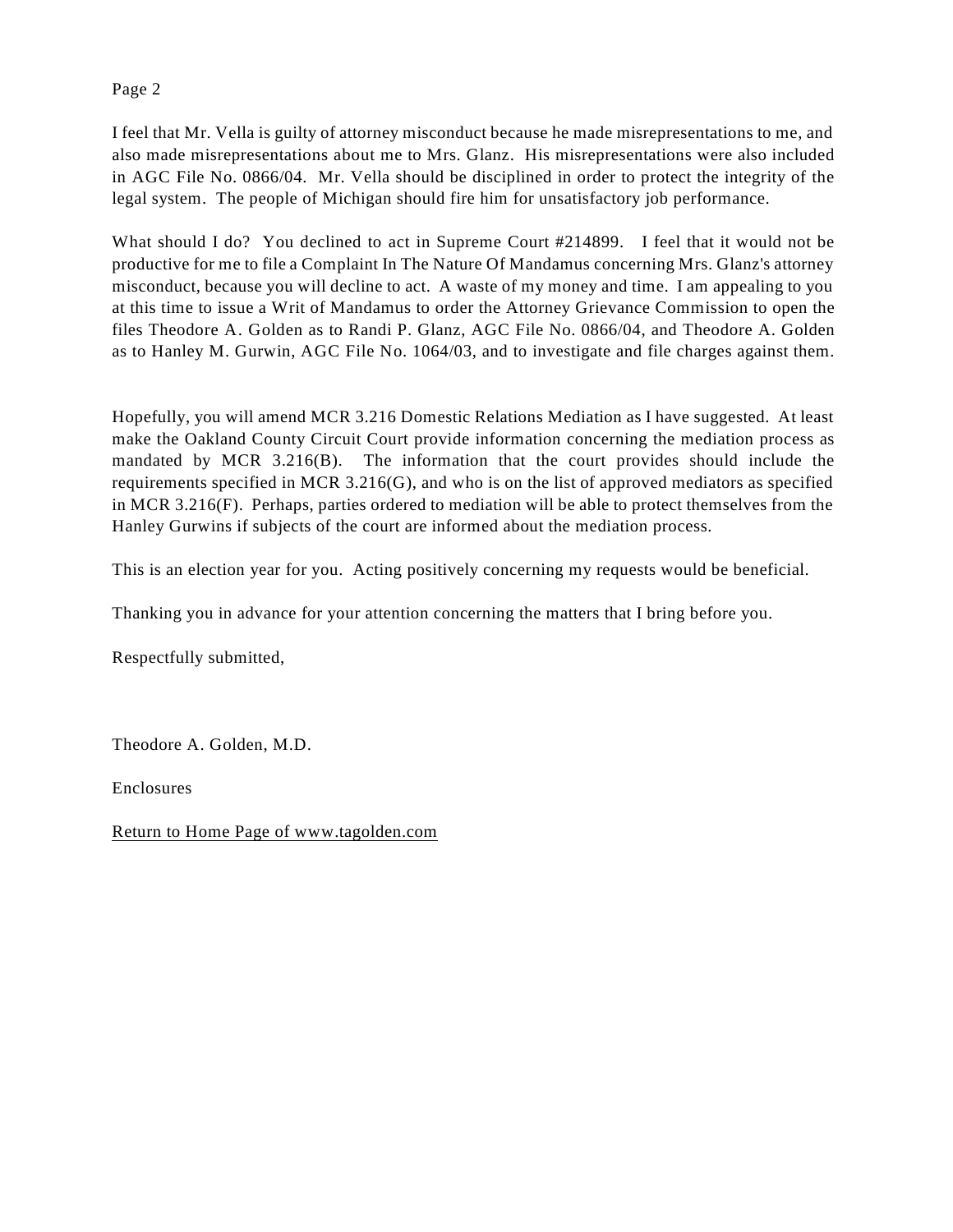I feel that Mr. Vella is guilty of attorney misconduct because he made misrepresentations to me, and also made misrepresentations about me to Mrs. Glanz. His misrepresentations were also included in AGC File No. 0866/04. Mr. Vella should be disciplined in order to protect the integrity of the legal system. The people of Michigan should fire him for unsatisfactory job performance.

What should I do? You declined to act in Supreme Court #214899. I feel that it would not be productive for me to file a Complaint In The Nature Of Mandamus concerning Mrs. Glanz's attorney misconduct, because you will decline to act. A waste of my money and time. I am appealing to you at this time to issue a Writ of Mandamus to order the Attorney Grievance Commission to open the files Theodore A. Golden as to Randi P. Glanz, AGC File No. 0866/04, and Theodore A. Golden as to Hanley M. Gurwin, AGC File No. 1064/03, and to investigate and file charges against them.

Hopefully, you will amend MCR 3.216 Domestic Relations Mediation as I have suggested. At least make the Oakland County Circuit Court provide information concerning the mediation process as mandated by MCR 3.216(B). The information that the court provides should include the requirements specified in MCR 3.216(G), and who is on the list of approved mediators as specified in MCR 3.216(F). Perhaps, parties ordered to mediation will be able to protect themselves from the Hanley Gurwins if subjects of the court are informed about the mediation process.

This is an election year for you. Acting positively concerning my requests would be beneficial.

Thanking you in advance for your attention concerning the matters that I bring before you.

Respectfully submitted,

Theodore A. Golden, M.D.

Enclosures

Return to Home Page of www.tagolden.com